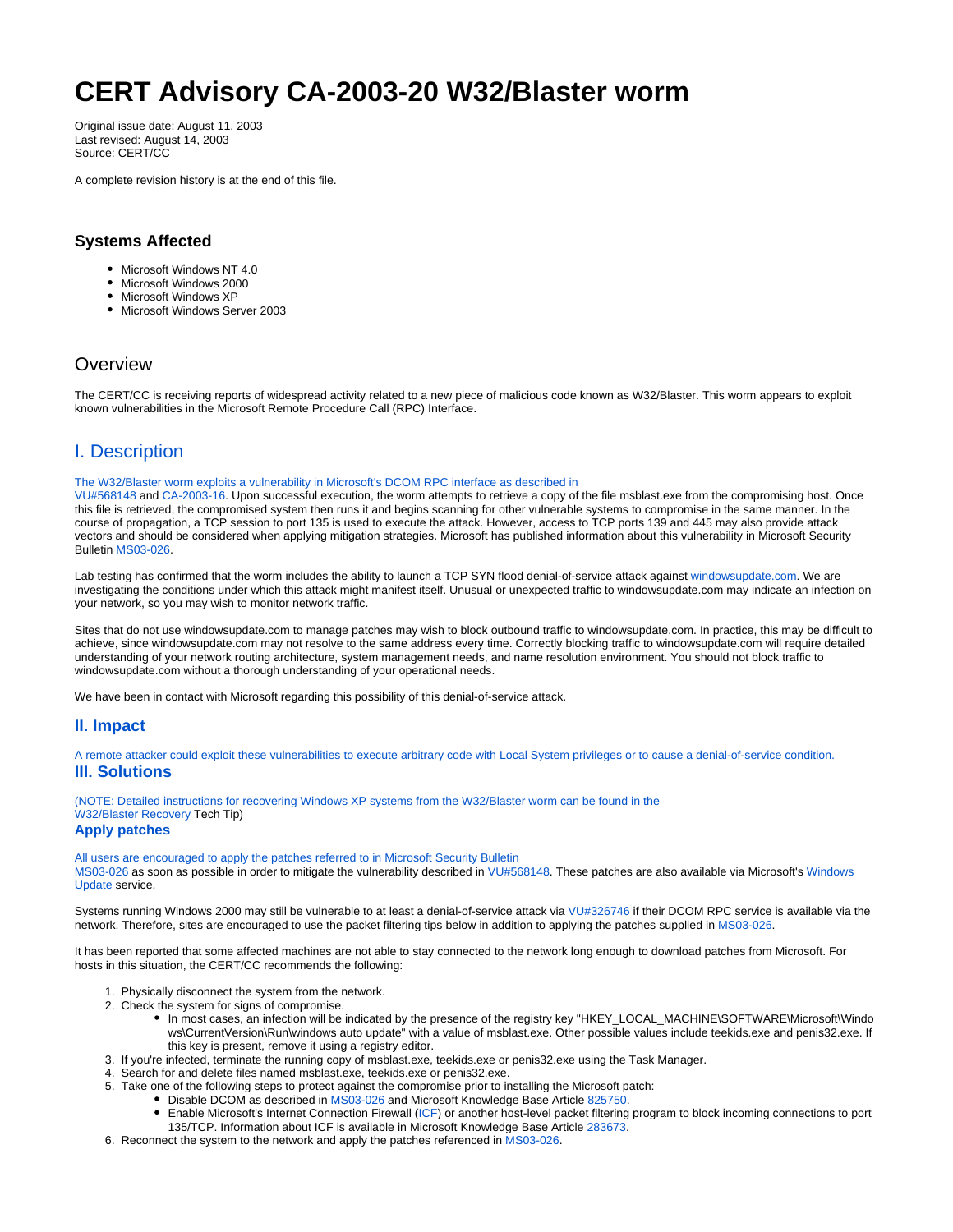# CERT Advisory CA-2003-20 W32/Blaster worm

Original issue date: August 11, 2003
Last revised: August 14, 2003
Source: CERT/CC

A complete revision history is at the end of this file.

### Systems Affected

- Microsoft Windows NT 4.0
- Microsoft Windows 2000
- Microsoft Windows XP
- Microsoft Windows Server 2003

## Overview

The CERT/CC is receiving reports of widespread activity related to a new piece of malicious code known as W32/Blaster. This worm appears to exploit known vulnerabilities in the Microsoft Remote Procedure Call (RPC) Interface.

## I. Description

The W32/Blaster worm exploits a vulnerability in Microsoft's DCOM RPC interface as described in VU#568148 and CA-2003-16. Upon successful execution, the worm attempts to retrieve a copy of the file msblast.exe from the compromising host. Once this file is retrieved, the compromised system then runs it and begins scanning for other vulnerable systems to compromise in the same manner. In the course of propagation, a TCP session to port 135 is used to execute the attack. However, access to TCP ports 139 and 445 may also provide attack vectors and should be considered when applying mitigation strategies. Microsoft has published information about this vulnerability in Microsoft Security Bulletin MS03-026.

Lab testing has confirmed that the worm includes the ability to launch a TCP SYN flood denial-of-service attack against windowsupdate.com. We are investigating the conditions under which this attack might manifest itself. Unusual or unexpected traffic to windowsupdate.com may indicate an infection on your network, so you may wish to monitor network traffic.

Sites that do not use windowsupdate.com to manage patches may wish to block outbound traffic to windowsupdate.com. In practice, this may be difficult to achieve, since windowsupdate.com may not resolve to the same address every time. Correctly blocking traffic to windowsupdate.com will require detailed understanding of your network routing architecture, system management needs, and name resolution environment. You should not block traffic to windowsupdate.com without a thorough understanding of your operational needs.

We have been in contact with Microsoft regarding this possibility of this denial-of-service attack.

### II. Impact

A remote attacker could exploit these vulnerabilities to execute arbitrary code with Local System privileges or to cause a denial-of-service condition.

### III. Solutions

(NOTE: Detailed instructions for recovering Windows XP systems from the W32/Blaster worm can be found in the W32/Blaster Recovery Tech Tip)

### Apply patches

All users are encouraged to apply the patches referred to in Microsoft Security Bulletin MS03-026 as soon as possible in order to mitigate the vulnerability described in VU#568148. These patches are also available via Microsoft's Windows Update service.

Systems running Windows 2000 may still be vulnerable to at least a denial-of-service attack via VU#326746 if their DCOM RPC service is available via the network. Therefore, sites are encouraged to use the packet filtering tips below in addition to applying the patches supplied in MS03-026.

It has been reported that some affected machines are not able to stay connected to the network long enough to download patches from Microsoft. For hosts in this situation, the CERT/CC recommends the following:

1. Physically disconnect the system from the network.
2. Check the system for signs of compromise.
   - In most cases, an infection will be indicated by the presence of the registry key "HKEY_LOCAL_MACHINE\SOFTWARE\Microsoft\Windows\CurrentVersion\Run\windows auto update" with a value of msblast.exe. Other possible values include teekids.exe and penis32.exe. If this key is present, remove it using a registry editor.
3. If you're infected, terminate the running copy of msblast.exe, teekids.exe or penis32.exe using the Task Manager.
4. Search for and delete files named msblast.exe, teekids.exe or penis32.exe.
5. Take one of the following steps to protect against the compromise prior to installing the Microsoft patch:
   - Disable DCOM as described in MS03-026 and Microsoft Knowledge Base Article 825750.
   - Enable Microsoft's Internet Connection Firewall (ICF) or another host-level packet filtering program to block incoming connections to port 135/TCP. Information about ICF is available in Microsoft Knowledge Base Article 283673.
6. Reconnect the system to the network and apply the patches referenced in MS03-026.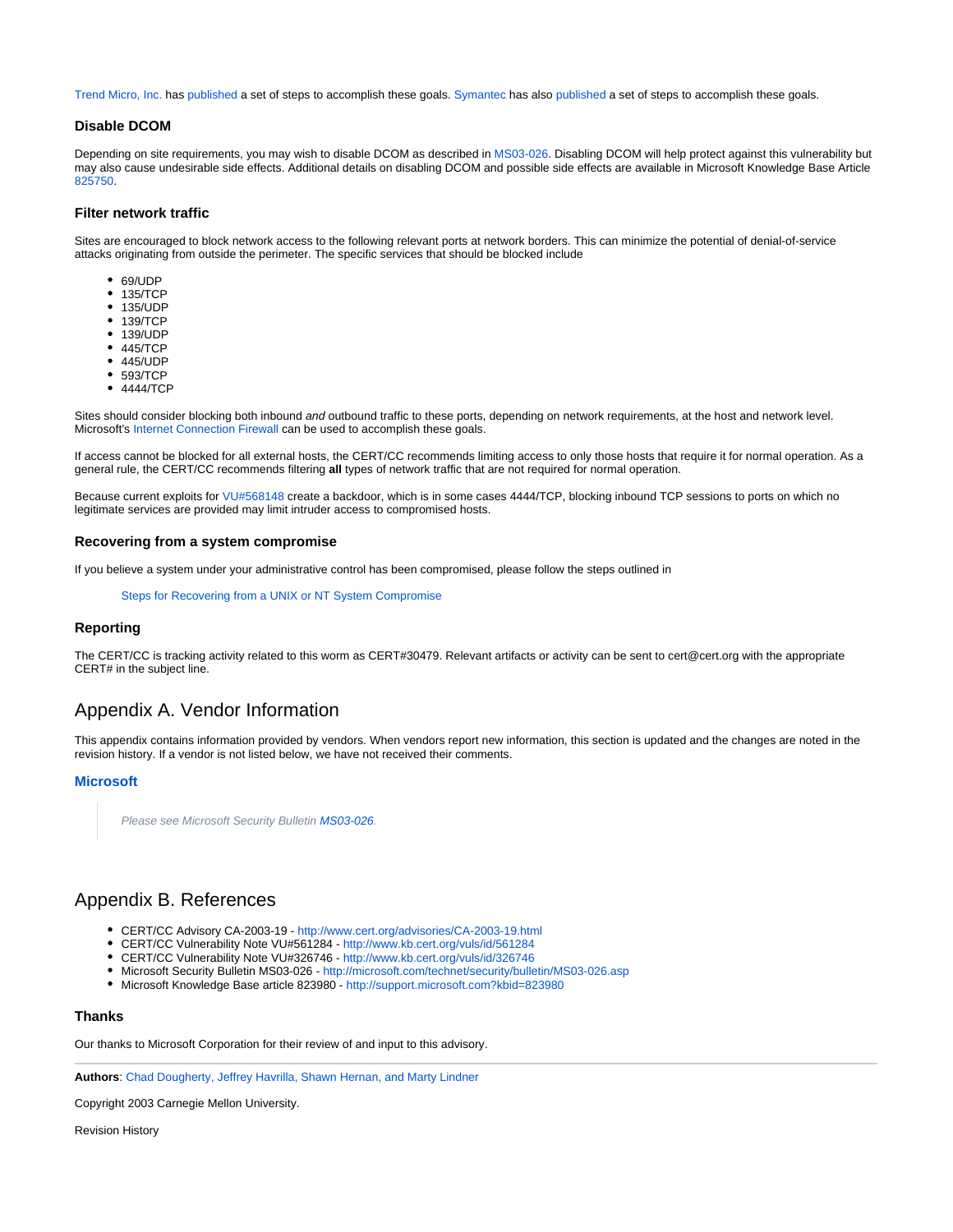Trend Micro, Inc. has published a set of steps to accomplish these goals. Symantec has also published a set of steps to accomplish these goals.

### Disable DCOM

Depending on site requirements, you may wish to disable DCOM as described in MS03-026. Disabling DCOM will help protect against this vulnerability but may also cause undesirable side effects. Additional details on disabling DCOM and possible side effects are available in Microsoft Knowledge Base Article 825750.

### Filter network traffic

Sites are encouraged to block network access to the following relevant ports at network borders. This can minimize the potential of denial-of-service attacks originating from outside the perimeter. The specific services that should be blocked include

- 69/UDP
- 135/TCP
- 135/UDP
- 139/TCP
- 139/UDP
- 445/TCP
- 445/UDP
- 593/TCP
- 4444/TCP

Sites should consider blocking both inbound *and* outbound traffic to these ports, depending on network requirements, at the host and network level. Microsoft's Internet Connection Firewall can be used to accomplish these goals.

If access cannot be blocked for all external hosts, the CERT/CC recommends limiting access to only those hosts that require it for normal operation. As a general rule, the CERT/CC recommends filtering **all** types of network traffic that are not required for normal operation.

Because current exploits for VU#568148 create a backdoor, which is in some cases 4444/TCP, blocking inbound TCP sessions to ports on which no legitimate services are provided may limit intruder access to compromised hosts.

### Recovering from a system compromise

If you believe a system under your administrative control has been compromised, please follow the steps outlined in

> Steps for Recovering from a UNIX or NT System Compromise

### Reporting

The CERT/CC is tracking activity related to this worm as CERT#30479. Relevant artifacts or activity can be sent to cert@cert.org with the appropriate CERT# in the subject line.

## Appendix A. Vendor Information

This appendix contains information provided by vendors. When vendors report new information, this section is updated and the changes are noted in the revision history. If a vendor is not listed below, we have not received their comments.

### Microsoft

> *Please see Microsoft Security Bulletin MS03-026.*

## Appendix B. References

- CERT/CC Advisory CA-2003-19 - http://www.cert.org/advisories/CA-2003-19.html
- CERT/CC Vulnerability Note VU#561284 - http://www.kb.cert.org/vuls/id/561284
- CERT/CC Vulnerability Note VU#326746 - http://www.kb.cert.org/vuls/id/326746
- Microsoft Security Bulletin MS03-026 - http://microsoft.com/technet/security/bulletin/MS03-026.asp
- Microsoft Knowledge Base article 823980 - http://support.microsoft.com?kbid=823980

### Thanks

Our thanks to Microsoft Corporation for their review of and input to this advisory.

---

**Authors**: Chad Dougherty, Jeffrey Havrilla, Shawn Hernan, and Marty Lindner

Copyright 2003 Carnegie Mellon University.

Revision History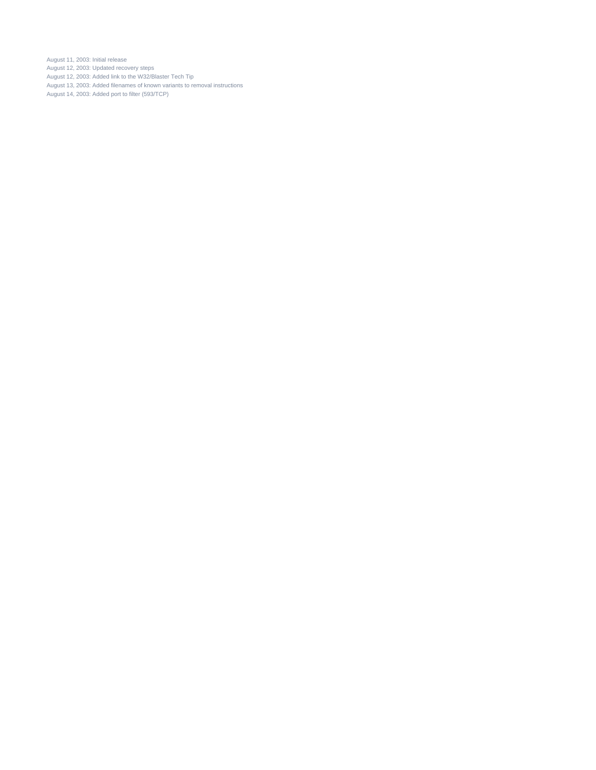August 11, 2003: Initial release
August 12, 2003: Updated recovery steps
August 12, 2003: Added link to the W32/Blaster Tech Tip
August 13, 2003: Added filenames of known variants to removal instructions
August 14, 2003: Added port to filter (593/TCP)